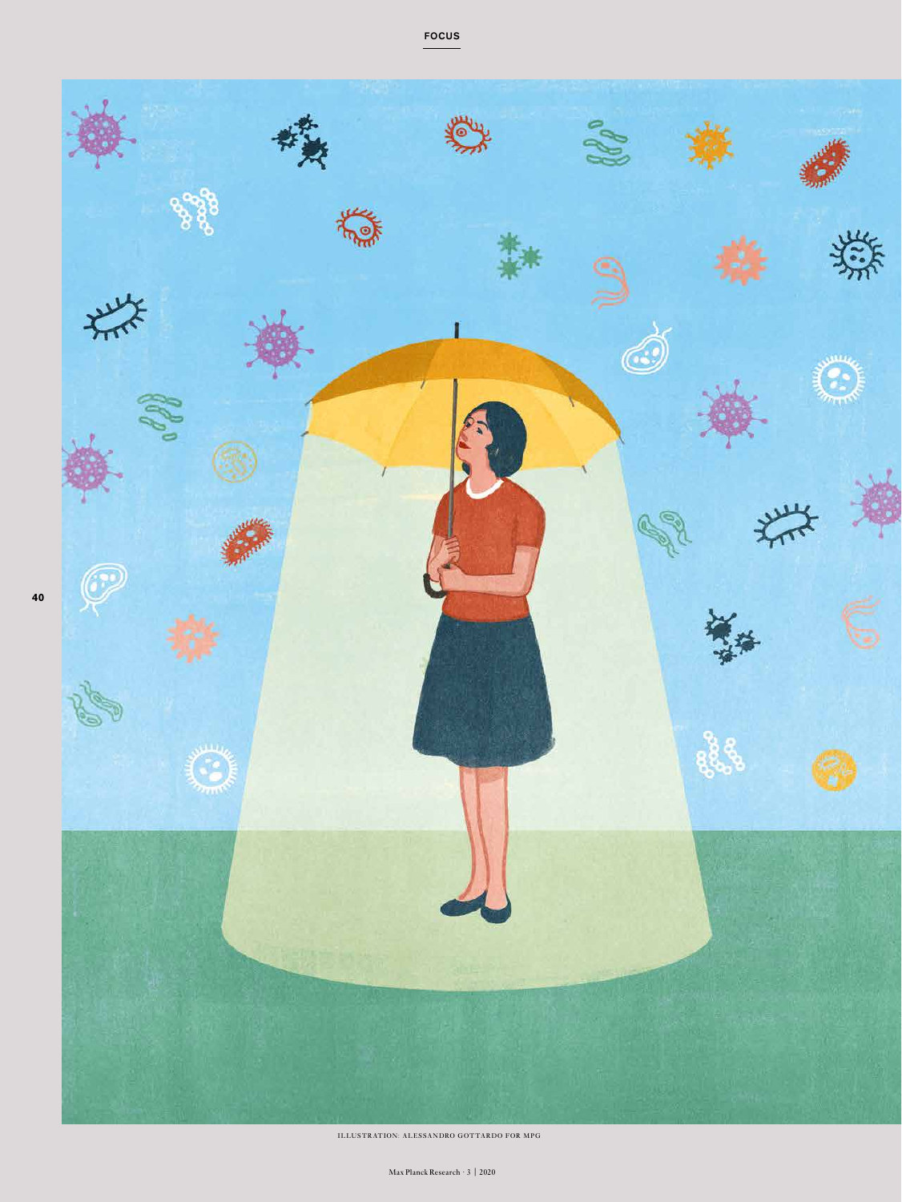ILLUSTRATION: ALESSANDRO GOTTARDO FOR MPG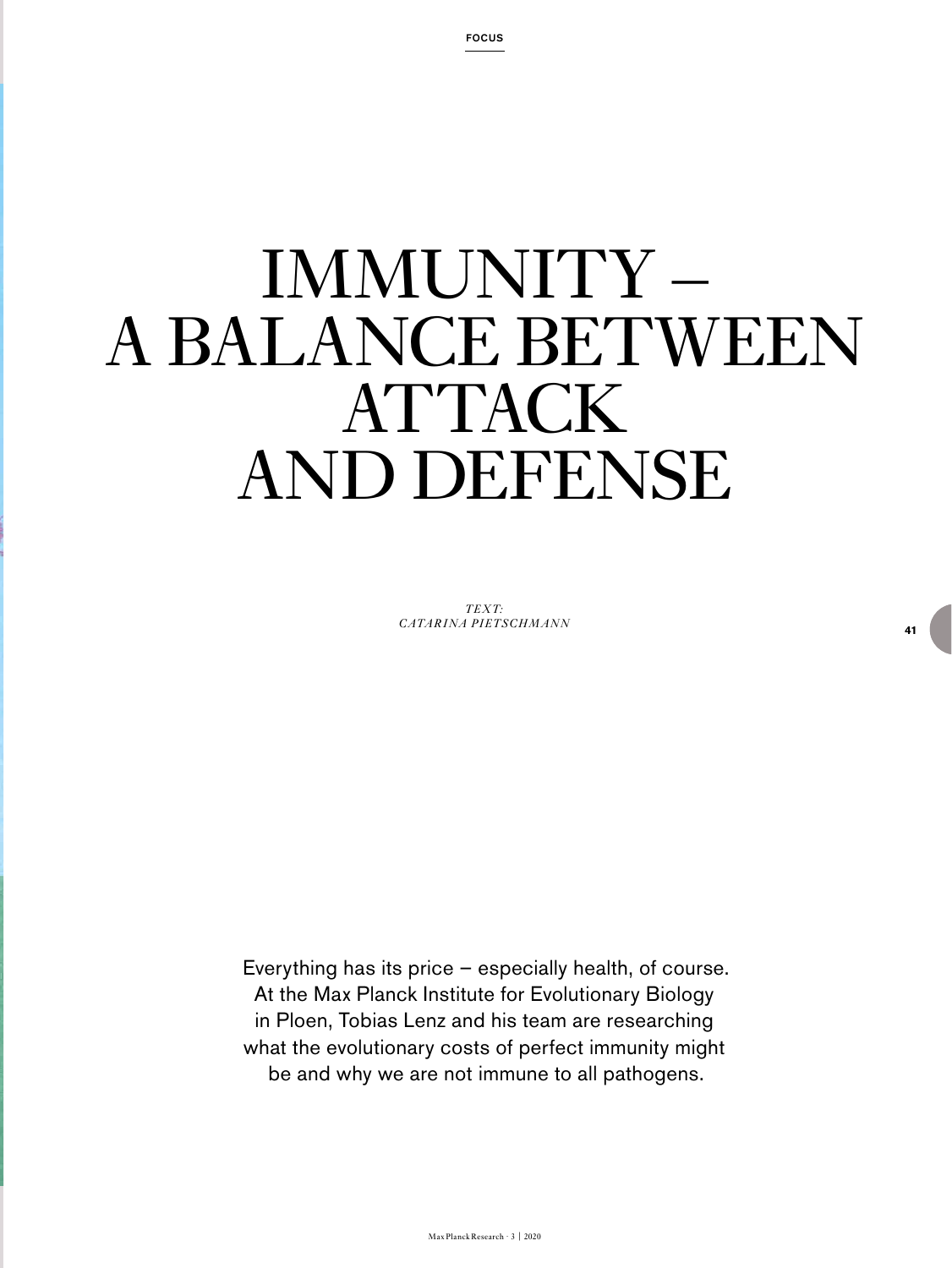# IMMUNITY – A BALANCE BETWEEN ATTACK AND DEFENSE

*TEXT: CATARINA PIETSCHMANN*

Everything has its price – especially health, of course. At the Max Planck Institute for Evolutionary Biology in Ploen, Tobias Lenz and his team are researching what the evolutionary costs of perfect immunity might be and why we are not immune to all pathogens.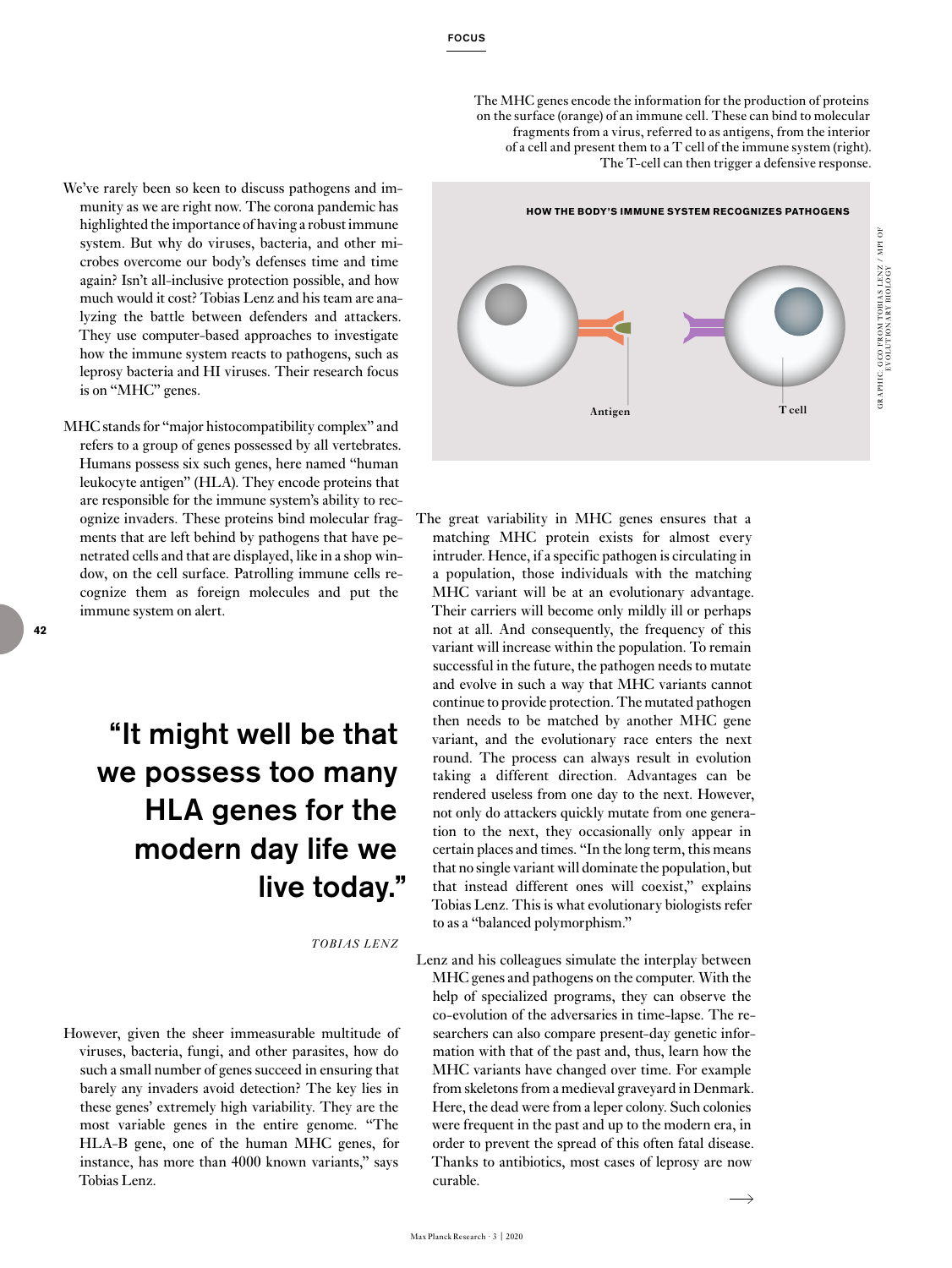We've rarely been so keen to discuss pathogens and immunity as we are right now. The corona pandemic has highlighted the importance of having a robust immune system. But why do viruses, bacteria, and other microbes overcome our body's defenses time and time again? Isn't all-inclusive protection possible, and how much would it cost? Tobias Lenz and his team are analyzing the battle between defenders and attackers. They use computer-based approaches to investigate how the immune system reacts to pathogens, such as leprosy bacteria and HI viruses. Their research focus is on "MHC" genes.

MHC stands for "major histocompatibility complex" and refers to a group of genes possessed by all vertebrates. Humans possess six such genes, here named "human leukocyte antigen" (HLA). They encode proteins that are responsible for the immune system's ability to recognize invaders. These proteins bind molecular fragments that are left behind by pathogens that have penetrated cells and that are displayed, like in a shop window, on the cell surface. Patrolling immune cells recognize them as foreign molecules and put the immune system on alert.

> **"It might well be that we possess too many HLA genes for the modern day life we live today."**
>
> *TOBIAS LENZ*

However, given the sheer immeasurable multitude of viruses, bacteria, fungi, and other parasites, how do such a small number of genes succeed in ensuring that barely any invaders avoid detection? The key lies in these genes' extremely high variability. They are the most variable genes in the entire genome. "The HLA-B gene, one of the human MHC genes, for instance, has more than 4000 known variants," says Tobias Lenz.

The MHC genes encode the information for the production of proteins on the surface (orange) of an immune cell. These can bind to molecular fragments from a virus, referred to as antigens, from the interior of a cell and present them to a T cell of the immune system (right). The T-cell can then trigger a defensive response.

**HOW THE BODY'S IMMUNE SYSTEM RECOGNIZES PATHOGENS**

Antigen

T cell

GRAPHIC: GCO FROM TOBIAS LENZ / MPI OF EVOLUTIONARY BIOLOGY

The great variability in MHC genes ensures that a matching MHC protein exists for almost every intruder. Hence, if a specific pathogen is circulating in a population, those individuals with the matching MHC variant will be at an evolutionary advantage. Their carriers will become only mildly ill or perhaps not at all. And consequently, the frequency of this variant will increase within the population. To remain successful in the future, the pathogen needs to mutate and evolve in such a way that MHC variants cannot continue to provide protection. The mutated pathogen then needs to be matched by another MHC gene variant, and the evolutionary race enters the next round. The process can always result in evolution taking a different direction. Advantages can be rendered useless from one day to the next. However, not only do attackers quickly mutate from one generation to the next, they occasionally only appear in certain places and times. "In the long term, this means that no single variant will dominate the population, but that instead different ones will coexist," explains Tobias Lenz. This is what evolutionary biologists refer to as a "balanced polymorphism."

Lenz and his colleagues simulate the interplay between MHC genes and pathogens on the computer. With the help of specialized programs, they can observe the co-evolution of the adversaries in time-lapse. The researchers can also compare present-day genetic information with that of the past and, thus, learn how the MHC variants have changed over time. For example from skeletons from a medieval graveyard in Denmark. Here, the dead were from a leper colony. Such colonies were frequent in the past and up to the modern era, in order to prevent the spread of this often fatal disease. Thanks to antibiotics, most cases of leprosy are now curable.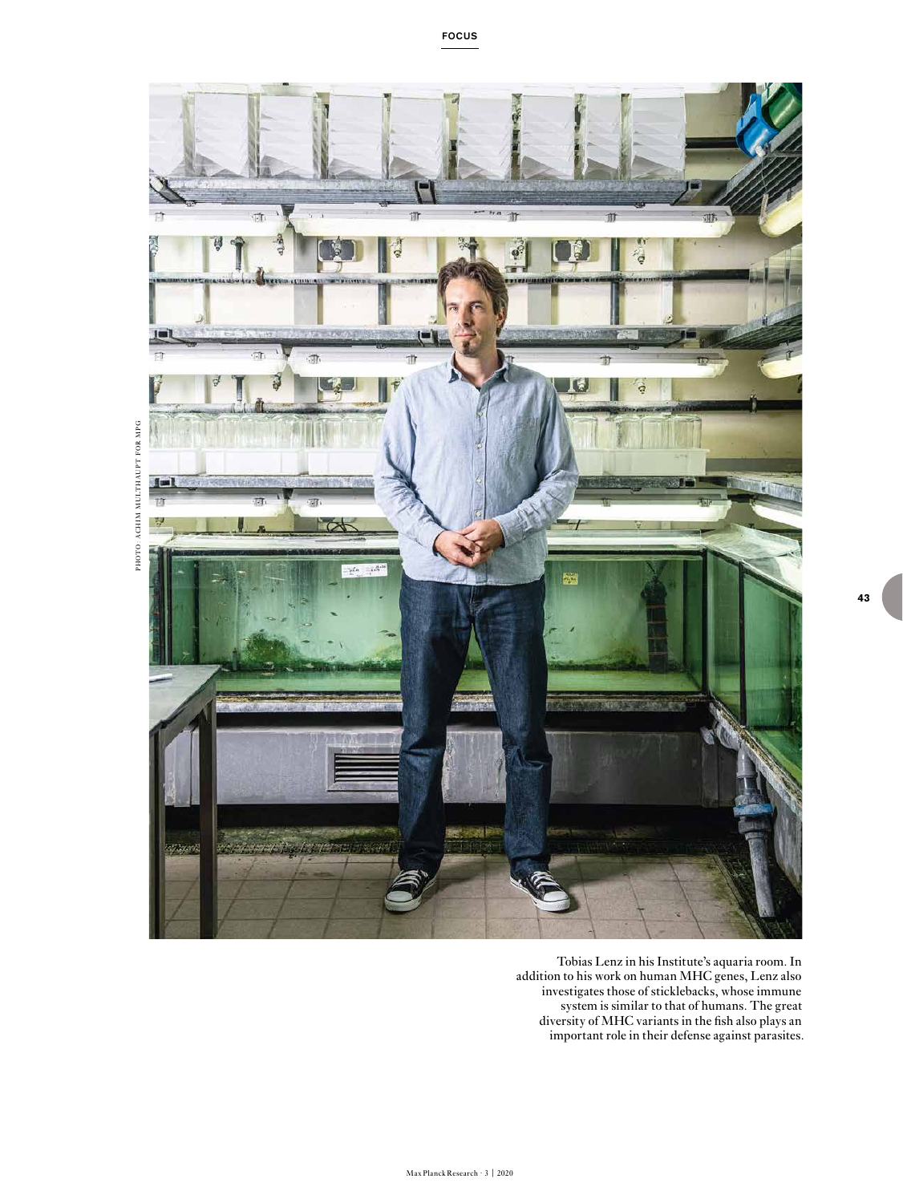Tobias Lenz in his Institute's aquaria room. In addition to his work on human MHC genes, Lenz also investigates those of sticklebacks, whose immune system is similar to that of humans. The great diversity of MHC variants in the fish also plays an important role in their defense against parasites.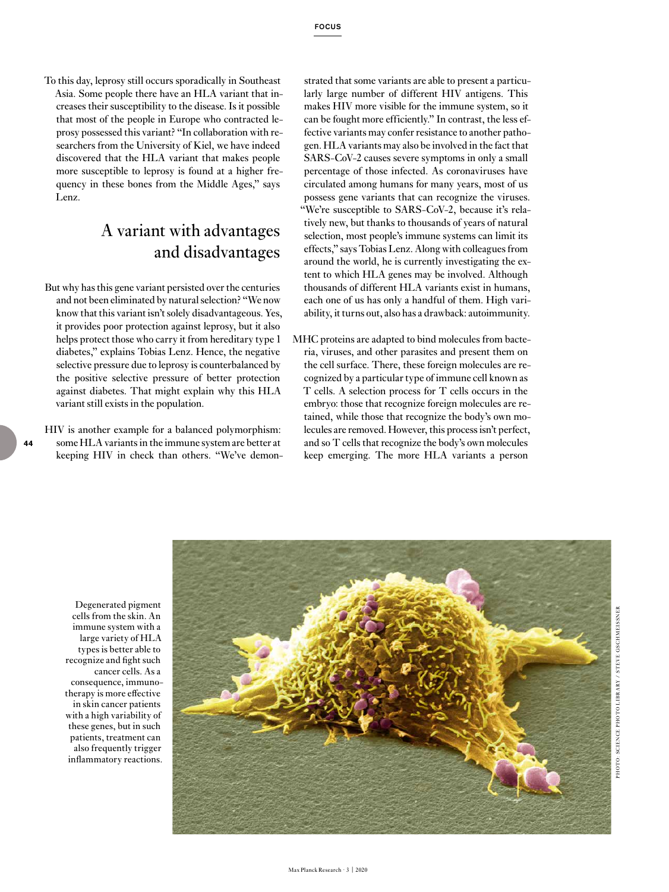To this day, leprosy still occurs sporadically in Southeast Asia. Some people there have an HLA variant that increases their susceptibility to the disease. Is it possible that most of the people in Europe who contracted leprosy possessed this variant? "In collaboration with researchers from the University of Kiel, we have indeed discovered that the HLA variant that makes people more susceptible to leprosy is found at a higher frequency in these bones from the Middle Ages," says Lenz.

## A variant with advantages and disadvantages

But why has this gene variant persisted over the centuries and not been eliminated by natural selection? "We now know that this variant isn't solely disadvantageous. Yes, it provides poor protection against leprosy, but it also helps protect those who carry it from hereditary type 1 diabetes," explains Tobias Lenz. Hence, the negative selective pressure due to leprosy is counterbalanced by the positive selective pressure of better protection against diabetes. That might explain why this HLA variant still exists in the population.

HIV is another example for a balanced polymorphism: some HLA variants in the immune system are better at keeping HIV in check than others. "We've demonstrated that some variants are able to present a particularly large number of different HIV antigens. This makes HIV more visible for the immune system, so it can be fought more efficiently." In contrast, the less effective variants may confer resistance to another pathogen. HLA variants may also be involved in the fact that SARS-CoV-2 causes severe symptoms in only a small percentage of those infected. As coronaviruses have circulated among humans for many years, most of us possess gene variants that can recognize the viruses. "We're susceptible to SARS-CoV-2, because it's relatively new, but thanks to thousands of years of natural selection, most people's immune systems can limit its effects," says Tobias Lenz. Along with colleagues from around the world, he is currently investigating the extent to which HLA genes may be involved. Although thousands of different HLA variants exist in humans, each one of us has only a handful of them. High variability, it turns out, also has a drawback: autoimmunity.

MHC proteins are adapted to bind molecules from bacteria, viruses, and other parasites and present them on the cell surface. There, these foreign molecules are recognized by a particular type of immune cell known as T cells. A selection process for T cells occurs in the embryo: those that recognize foreign molecules are retained, while those that recognize the body's own molecules are removed. However, this process isn't perfect, and so T cells that recognize the body's own molecules keep emerging. The more HLA variants a person

Degenerated pigment cells from the skin. An immune system with a large variety of HLA types is better able to recognize and fight such cancer cells. As a consequence, immunotherapy is more effective in skin cancer patients with a high variability of these genes, but in such patients, treatment can also frequently trigger inflammatory reactions.

PHOTO: SCIENCE PHOTO LIBRARY / STEVE GSCHMEISSNER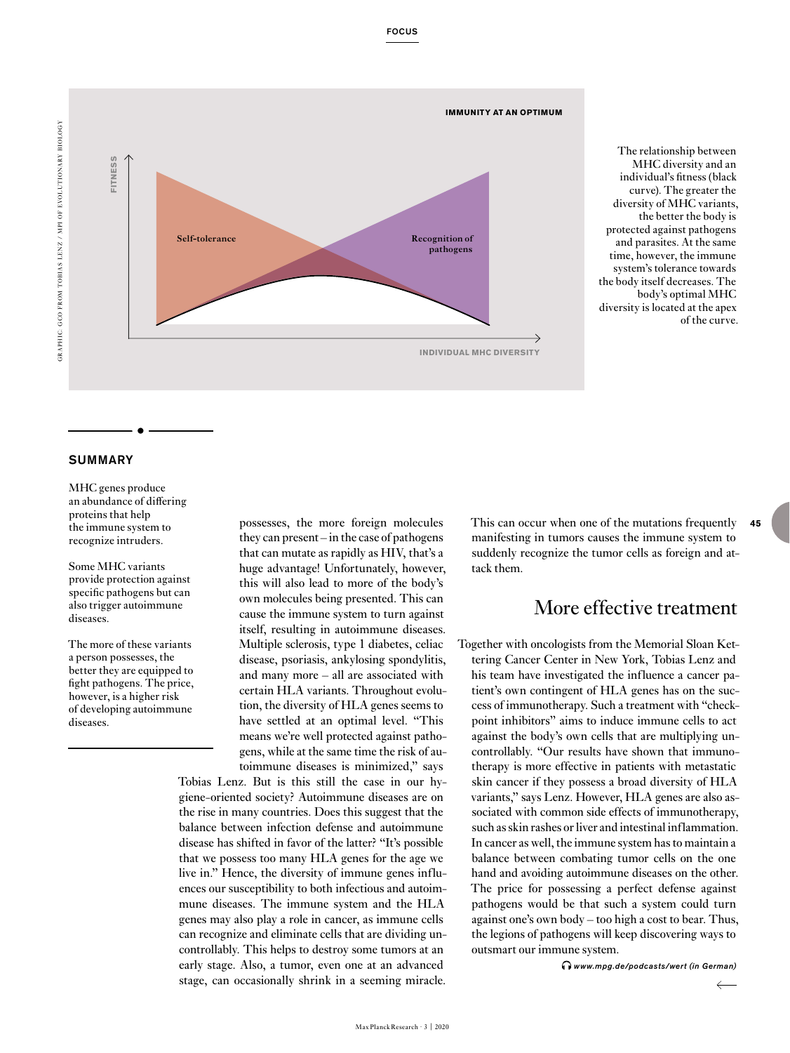IMMUNITY AT AN OPTIMUM

FITNESS

Self-tolerance

Recognition of pathogens

INDIVIDUAL MHC DIVERSITY

GRAPHIC: GCO FROM TOBIAS LENZ / MPI OF EVOLUTIONARY BIOLOGY

The relationship between MHC diversity and an individual's fitness (black curve). The greater the diversity of MHC variants, the better the body is protected against pathogens and parasites. At the same time, however, the immune system's tolerance towards the body itself decreases. The body's optimal MHC diversity is located at the apex of the curve.

## SUMMARY

MHC genes produce an abundance of differing proteins that help the immune system to recognize intruders.

Some MHC variants provide protection against specific pathogens but can also trigger autoimmune diseases.

The more of these variants a person possesses, the better they are equipped to fight pathogens. The price, however, is a higher risk of developing autoimmune diseases.

possesses, the more foreign molecules they can present – in the case of pathogens that can mutate as rapidly as HIV, that's a huge advantage! Unfortunately, however, this will also lead to more of the body's own molecules being presented. This can cause the immune system to turn against itself, resulting in autoimmune diseases. Multiple sclerosis, type 1 diabetes, celiac disease, psoriasis, ankylosing spondylitis, and many more – all are associated with certain HLA variants. Throughout evolution, the diversity of HLA genes seems to have settled at an optimal level. "This means we're well protected against pathogens, while at the same time the risk of autoimmune diseases is minimized," says Tobias Lenz. But is this still the case in our hygiene-oriented society? Autoimmune diseases are on the rise in many countries. Does this suggest that the balance between infection defense and autoimmune disease has shifted in favor of the latter? "It's possible that we possess too many HLA genes for the age we live in." Hence, the diversity of immune genes influences our susceptibility to both infectious and autoimmune diseases. The immune system and the HLA genes may also play a role in cancer, as immune cells can recognize and eliminate cells that are dividing uncontrollably. This helps to destroy some tumors at an early stage. Also, a tumor, even one at an advanced stage, can occasionally shrink in a seeming miracle. This can occur when one of the mutations frequently manifesting in tumors causes the immune system to suddenly recognize the tumor cells as foreign and attack them.

## More effective treatment

Together with oncologists from the Memorial Sloan Kettering Cancer Center in New York, Tobias Lenz and his team have investigated the influence a cancer patient's own contingent of HLA genes has on the success of immunotherapy. Such a treatment with "checkpoint inhibitors" aims to induce immune cells to act against the body's own cells that are multiplying uncontrollably. "Our results have shown that immunotherapy is more effective in patients with metastatic skin cancer if they possess a broad diversity of HLA variants," says Lenz. However, HLA genes are also associated with common side effects of immunotherapy, such as skin rashes or liver and intestinal inflammation. In cancer as well, the immune system has to maintain a balance between combating tumor cells on the one hand and avoiding autoimmune diseases on the other. The price for possessing a perfect defense against pathogens would be that such a system could turn against one's own body – too high a cost to bear. Thus, the legions of pathogens will keep discovering ways to outsmart our immune system.

*www.mpg.de/podcasts/wert (in German)*